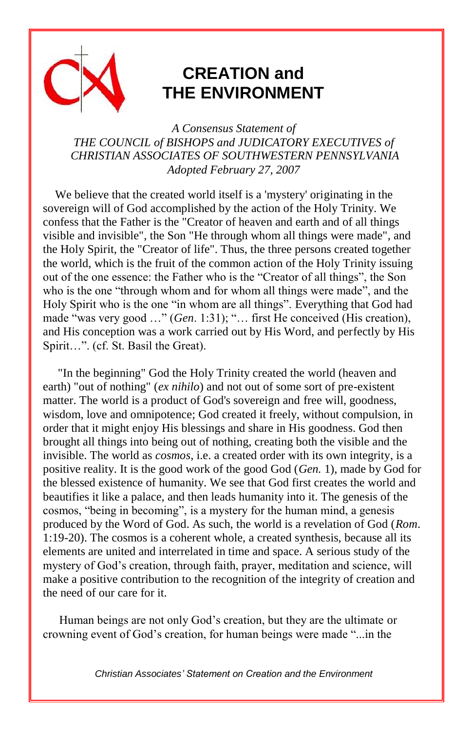# CREATION and THE ENVIRONMENT

*A Consensus Statement of*
*THE COUNCIL of BISHOPS and JUDICATORY EXECUTIVES of CHRISTIAN ASSOCIATES OF SOUTHWESTERN PENNSYLVANIA*
*Adopted February 27, 2007*

We believe that the created world itself is a 'mystery' originating in the sovereign will of God accomplished by the action of the Holy Trinity. We confess that the Father is the "Creator of heaven and earth and of all things visible and invisible", the Son "He through whom all things were made", and the Holy Spirit, the "Creator of life". Thus, the three persons created together the world, which is the fruit of the common action of the Holy Trinity issuing out of the one essence: the Father who is the "Creator of all things", the Son who is the one "through whom and for whom all things were made", and the Holy Spirit who is the one "in whom are all things". Everything that God had made "was very good …" (*Gen*. 1:31); "… first He conceived (His creation), and His conception was a work carried out by His Word, and perfectly by His Spirit…". (cf. St. Basil the Great).

"In the beginning" God the Holy Trinity created the world (heaven and earth) "out of nothing" (*ex nihilo*) and not out of some sort of pre-existent matter. The world is a product of God's sovereign and free will, goodness, wisdom, love and omnipotence; God created it freely, without compulsion, in order that it might enjoy His blessings and share in His goodness. God then brought all things into being out of nothing, creating both the visible and the invisible. The world as *cosmos*, i.e. a created order with its own integrity, is a positive reality. It is the good work of the good God (*Gen.* 1), made by God for the blessed existence of humanity. We see that God first creates the world and beautifies it like a palace, and then leads humanity into it. The genesis of the cosmos, "being in becoming", is a mystery for the human mind, a genesis produced by the Word of God. As such, the world is a revelation of God (*Rom*. 1:19-20). The cosmos is a coherent whole, a created synthesis, because all its elements are united and interrelated in time and space. A serious study of the mystery of God's creation, through faith, prayer, meditation and science, will make a positive contribution to the recognition of the integrity of creation and the need of our care for it.

Human beings are not only God's creation, but they are the ultimate or crowning event of God's creation, for human beings were made "...in the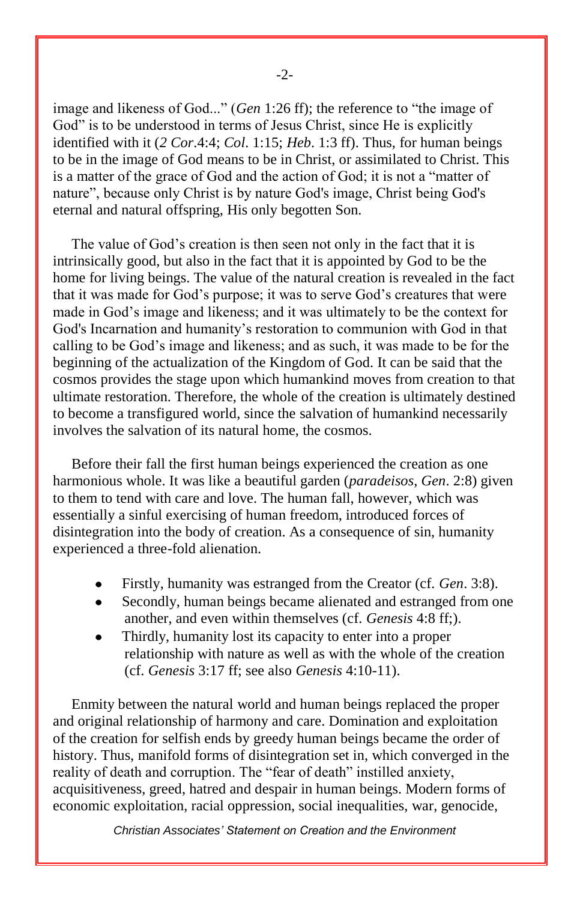image and likeness of God..." (*Gen* 1:26 ff); the reference to "the image of God" is to be understood in terms of Jesus Christ, since He is explicitly identified with it (*2 Cor*.4:4; *Col*. 1:15; *Heb*. 1:3 ff). Thus, for human beings to be in the image of God means to be in Christ, or assimilated to Christ. This is a matter of the grace of God and the action of God; it is not a "matter of nature", because only Christ is by nature God's image, Christ being God's eternal and natural offspring, His only begotten Son.

The value of God's creation is then seen not only in the fact that it is intrinsically good, but also in the fact that it is appointed by God to be the home for living beings. The value of the natural creation is revealed in the fact that it was made for God's purpose; it was to serve God's creatures that were made in God's image and likeness; and it was ultimately to be the context for God's Incarnation and humanity's restoration to communion with God in that calling to be God's image and likeness; and as such, it was made to be for the beginning of the actualization of the Kingdom of God. It can be said that the cosmos provides the stage upon which humankind moves from creation to that ultimate restoration. Therefore, the whole of the creation is ultimately destined to become a transfigured world, since the salvation of humankind necessarily involves the salvation of its natural home, the cosmos.

Before their fall the first human beings experienced the creation as one harmonious whole. It was like a beautiful garden (*paradeisos*, *Gen*. 2:8) given to them to tend with care and love. The human fall, however, which was essentially a sinful exercising of human freedom, introduced forces of disintegration into the body of creation. As a consequence of sin, humanity experienced a three-fold alienation.

- Firstly, humanity was estranged from the Creator (cf. *Gen*. 3:8).
- Secondly, human beings became alienated and estranged from one another, and even within themselves (cf. *Genesis* 4:8 ff;).
- Thirdly, humanity lost its capacity to enter into a proper relationship with nature as well as with the whole of the creation (cf. *Genesis* 3:17 ff; see also *Genesis* 4:10-11).

Enmity between the natural world and human beings replaced the proper and original relationship of harmony and care. Domination and exploitation of the creation for selfish ends by greedy human beings became the order of history. Thus, manifold forms of disintegration set in, which converged in the reality of death and corruption. The "fear of death" instilled anxiety, acquisitiveness, greed, hatred and despair in human beings. Modern forms of economic exploitation, racial oppression, social inequalities, war, genocide,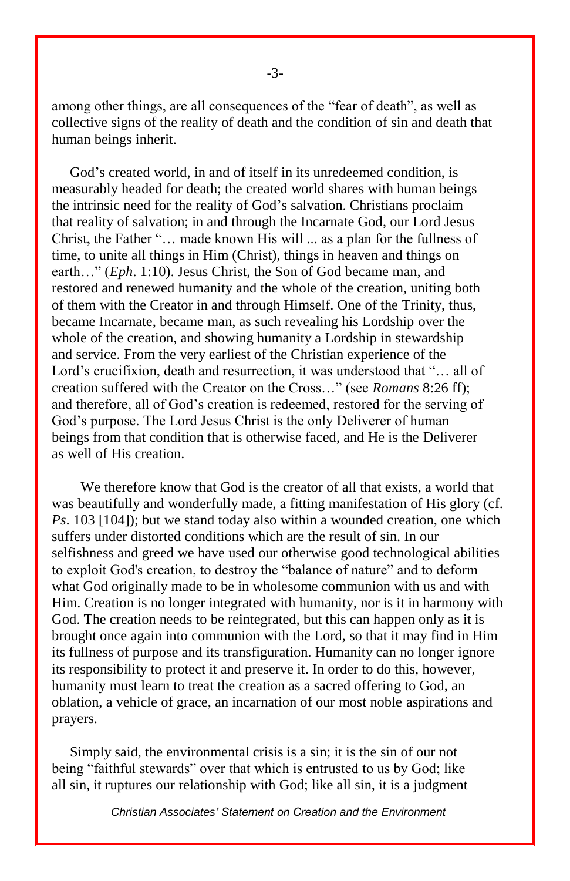among other things, are all consequences of the "fear of death", as well as collective signs of the reality of death and the condition of sin and death that human beings inherit.

God's created world, in and of itself in its unredeemed condition, is measurably headed for death; the created world shares with human beings the intrinsic need for the reality of God's salvation. Christians proclaim that reality of salvation; in and through the Incarnate God, our Lord Jesus Christ, the Father "… made known His will ... as a plan for the fullness of time, to unite all things in Him (Christ), things in heaven and things on earth…" (*Eph*. 1:10). Jesus Christ, the Son of God became man, and restored and renewed humanity and the whole of the creation, uniting both of them with the Creator in and through Himself. One of the Trinity, thus, became Incarnate, became man, as such revealing his Lordship over the whole of the creation, and showing humanity a Lordship in stewardship and service. From the very earliest of the Christian experience of the Lord's crucifixion, death and resurrection, it was understood that "… all of creation suffered with the Creator on the Cross…" (see *Romans* 8:26 ff); and therefore, all of God's creation is redeemed, restored for the serving of God's purpose. The Lord Jesus Christ is the only Deliverer of human beings from that condition that is otherwise faced, and He is the Deliverer as well of His creation.

We therefore know that God is the creator of all that exists, a world that was beautifully and wonderfully made, a fitting manifestation of His glory (cf. *Ps*. 103 [104]); but we stand today also within a wounded creation, one which suffers under distorted conditions which are the result of sin. In our selfishness and greed we have used our otherwise good technological abilities to exploit God's creation, to destroy the "balance of nature" and to deform what God originally made to be in wholesome communion with us and with Him. Creation is no longer integrated with humanity, nor is it in harmony with God. The creation needs to be reintegrated, but this can happen only as it is brought once again into communion with the Lord, so that it may find in Him its fullness of purpose and its transfiguration. Humanity can no longer ignore its responsibility to protect it and preserve it. In order to do this, however, humanity must learn to treat the creation as a sacred offering to God, an oblation, a vehicle of grace, an incarnation of our most noble aspirations and prayers.

Simply said, the environmental crisis is a sin; it is the sin of our not being "faithful stewards" over that which is entrusted to us by God; like all sin, it ruptures our relationship with God; like all sin, it is a judgment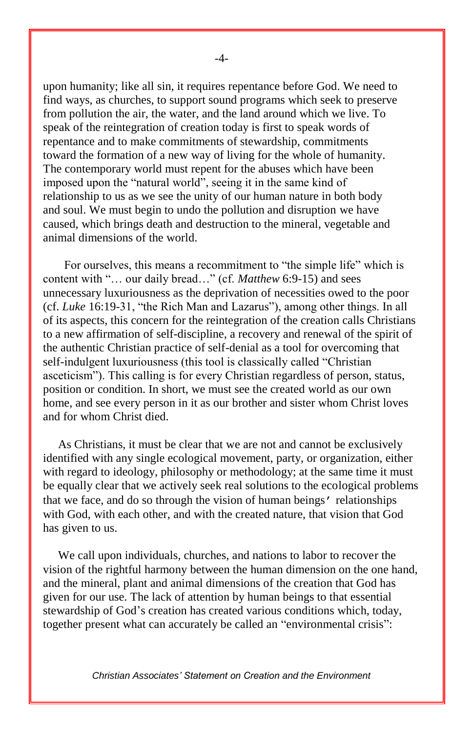upon humanity; like all sin, it requires repentance before God. We need to find ways, as churches, to support sound programs which seek to preserve from pollution the air, the water, and the land around which we live. To speak of the reintegration of creation today is first to speak words of repentance and to make commitments of stewardship, commitments toward the formation of a new way of living for the whole of humanity. The contemporary world must repent for the abuses which have been imposed upon the "natural world", seeing it in the same kind of relationship to us as we see the unity of our human nature in both body and soul. We must begin to undo the pollution and disruption we have caused, which brings death and destruction to the mineral, vegetable and animal dimensions of the world.

For ourselves, this means a recommitment to "the simple life" which is content with "… our daily bread…" (cf. *Matthew* 6:9-15) and sees unnecessary luxuriousness as the deprivation of necessities owed to the poor (cf. *Luke* 16:19-31, "the Rich Man and Lazarus"), among other things. In all of its aspects, this concern for the reintegration of the creation calls Christians to a new affirmation of self-discipline, a recovery and renewal of the spirit of the authentic Christian practice of self-denial as a tool for overcoming that self-indulgent luxuriousness (this tool is classically called "Christian asceticism"). This calling is for every Christian regardless of person, status, position or condition. In short, we must see the created world as our own home, and see every person in it as our brother and sister whom Christ loves and for whom Christ died.

As Christians, it must be clear that we are not and cannot be exclusively identified with any single ecological movement, party, or organization, either with regard to ideology, philosophy or methodology; at the same time it must be equally clear that we actively seek real solutions to the ecological problems that we face, and do so through the vision of human beings' relationships with God, with each other, and with the created nature, that vision that God has given to us.

We call upon individuals, churches, and nations to labor to recover the vision of the rightful harmony between the human dimension on the one hand, and the mineral, plant and animal dimensions of the creation that God has given for our use. The lack of attention by human beings to that essential stewardship of God's creation has created various conditions which, today, together present what can accurately be called an "environmental crisis":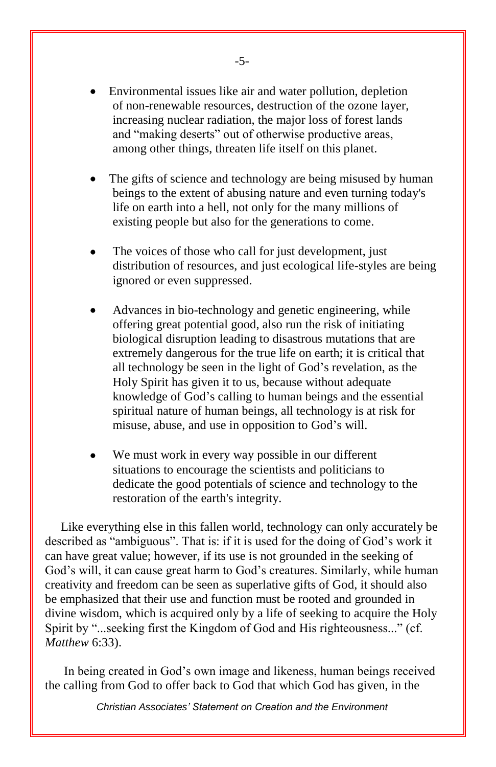- Environmental issues like air and water pollution, depletion of non-renewable resources, destruction of the ozone layer, increasing nuclear radiation, the major loss of forest lands and "making deserts" out of otherwise productive areas, among other things, threaten life itself on this planet.

- The gifts of science and technology are being misused by human beings to the extent of abusing nature and even turning today's life on earth into a hell, not only for the many millions of existing people but also for the generations to come.

- The voices of those who call for just development, just distribution of resources, and just ecological life-styles are being ignored or even suppressed.

- Advances in bio-technology and genetic engineering, while offering great potential good, also run the risk of initiating biological disruption leading to disastrous mutations that are extremely dangerous for the true life on earth; it is critical that all technology be seen in the light of God's revelation, as the Holy Spirit has given it to us, because without adequate knowledge of God's calling to human beings and the essential spiritual nature of human beings, all technology is at risk for misuse, abuse, and use in opposition to God's will.

- We must work in every way possible in our different situations to encourage the scientists and politicians to dedicate the good potentials of science and technology to the restoration of the earth's integrity.

Like everything else in this fallen world, technology can only accurately be described as "ambiguous". That is: if it is used for the doing of God's work it can have great value; however, if its use is not grounded in the seeking of God's will, it can cause great harm to God's creatures. Similarly, while human creativity and freedom can be seen as superlative gifts of God, it should also be emphasized that their use and function must be rooted and grounded in divine wisdom, which is acquired only by a life of seeking to acquire the Holy Spirit by "...seeking first the Kingdom of God and His righteousness..." (cf. *Matthew* 6:33).

In being created in God's own image and likeness, human beings received the calling from God to offer back to God that which God has given, in the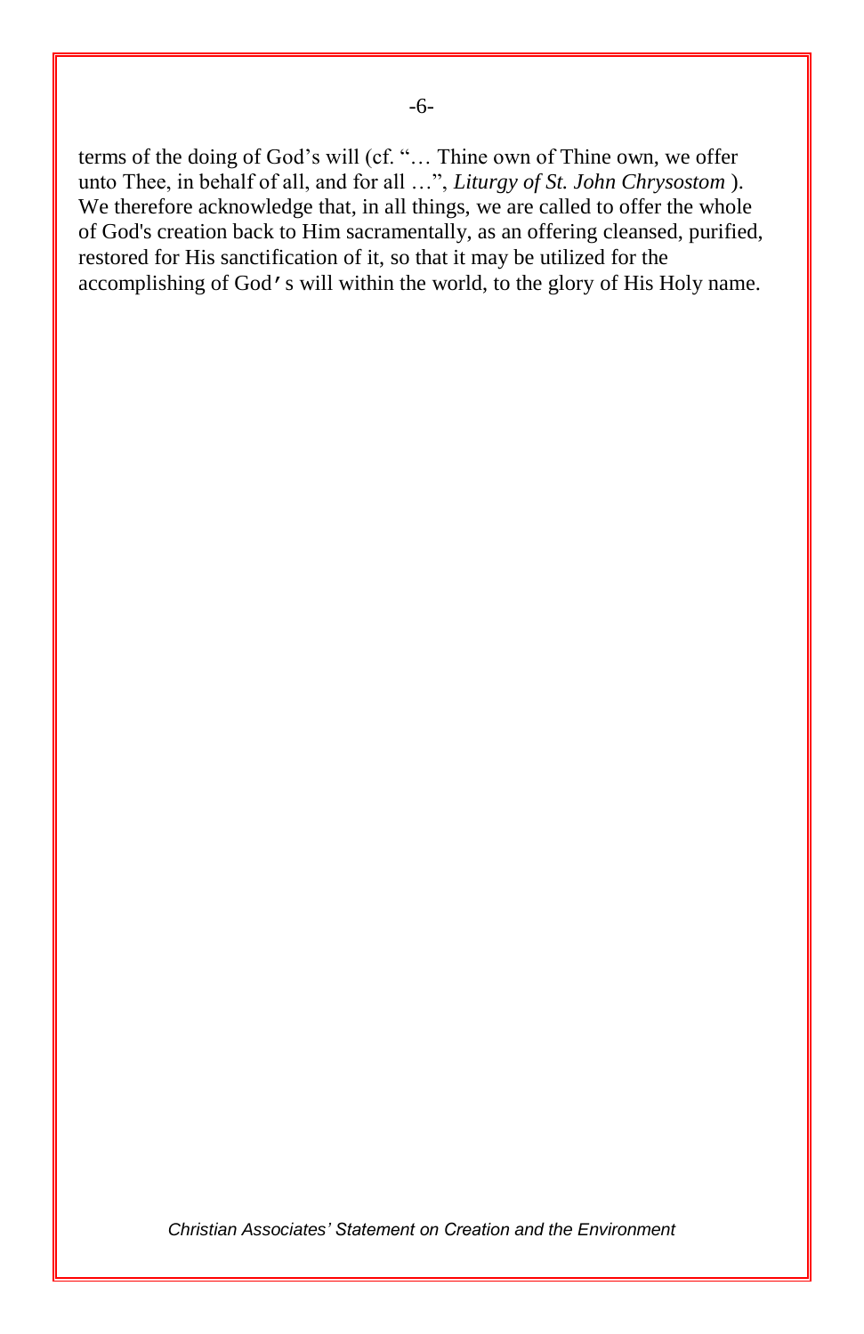terms of the doing of God’s will (cf. “… Thine own of Thine own, we offer unto Thee, in behalf of all, and for all …”, *Liturgy of St. John Chrysostom* ). We therefore acknowledge that, in all things, we are called to offer the whole of God's creation back to Him sacramentally, as an offering cleansed, purified, restored for His sanctification of it, so that it may be utilized for the accomplishing of God’s will within the world, to the glory of His Holy name.